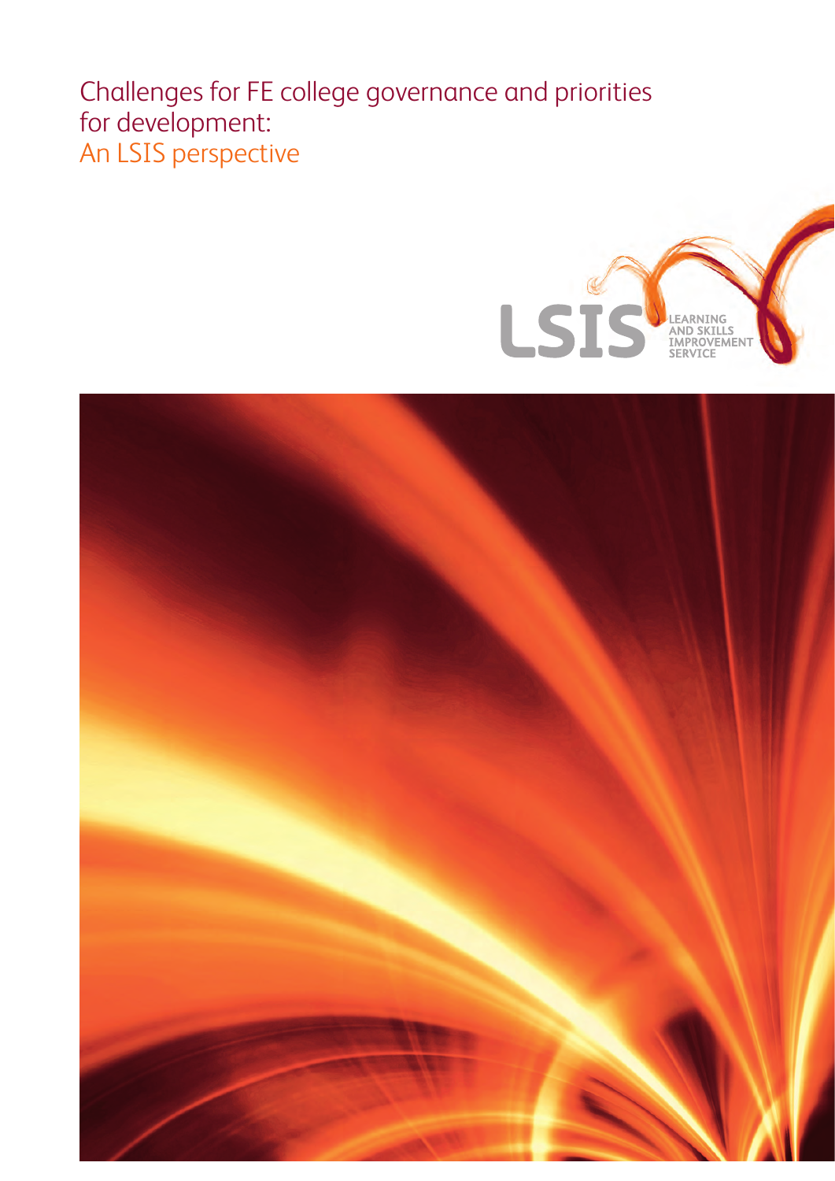# Challenges for FE college governance and priorities for development:
## An LSIS perspective

LSIS LEARNING AND SKILLS IMPROVEMENT SERVICE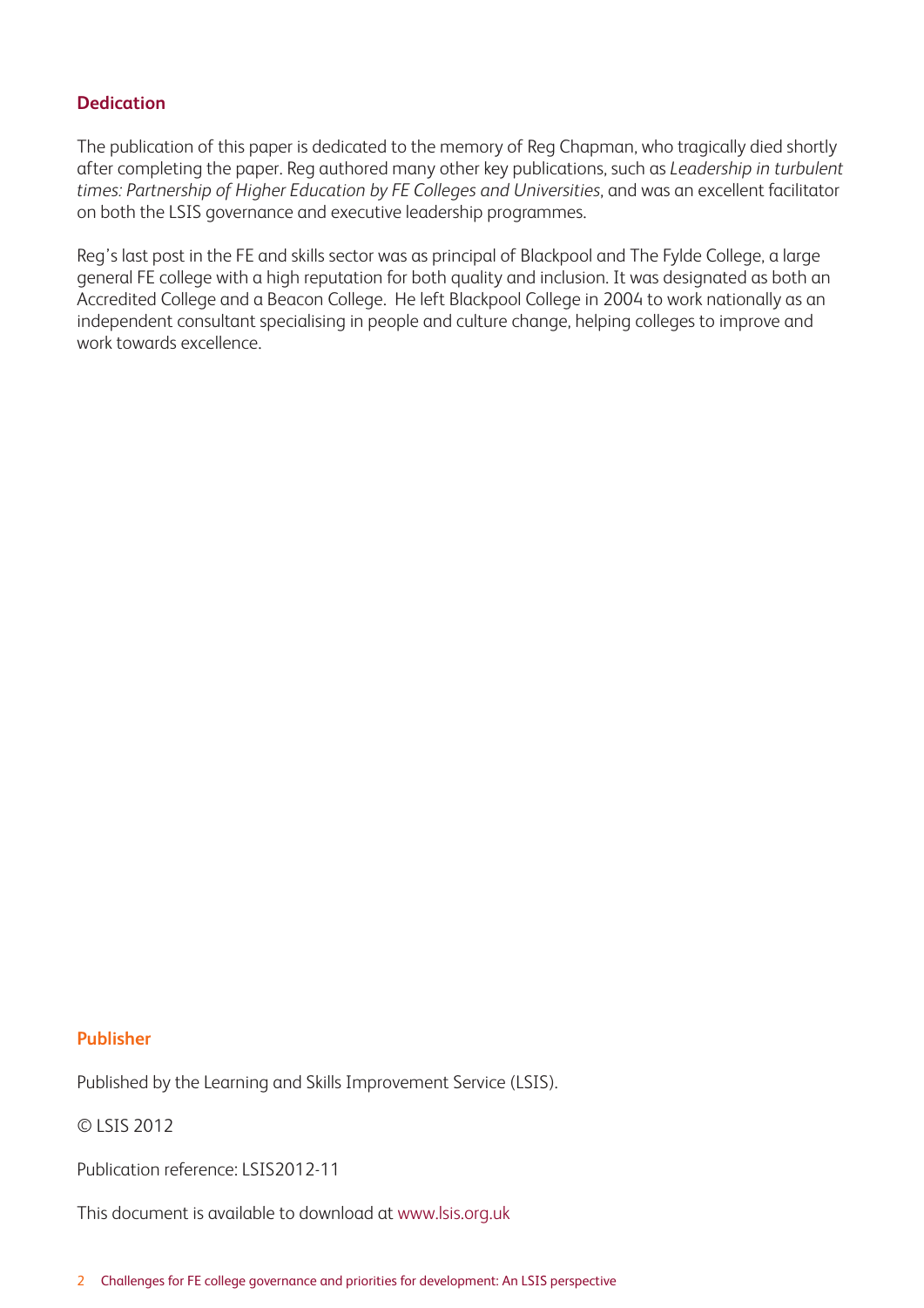## Dedication

The publication of this paper is dedicated to the memory of Reg Chapman, who tragically died shortly after completing the paper. Reg authored many other key publications, such as *Leadership in turbulent times: Partnership of Higher Education by FE Colleges and Universities*, and was an excellent facilitator on both the LSIS governance and executive leadership programmes.

Reg's last post in the FE and skills sector was as principal of Blackpool and The Fylde College, a large general FE college with a high reputation for both quality and inclusion. It was designated as both an Accredited College and a Beacon College. He left Blackpool College in 2004 to work nationally as an independent consultant specialising in people and culture change, helping colleges to improve and work towards excellence.

## Publisher

Published by the Learning and Skills Improvement Service (LSIS).

© LSIS 2012

Publication reference: LSIS2012-11

This document is available to download at www.lsis.org.uk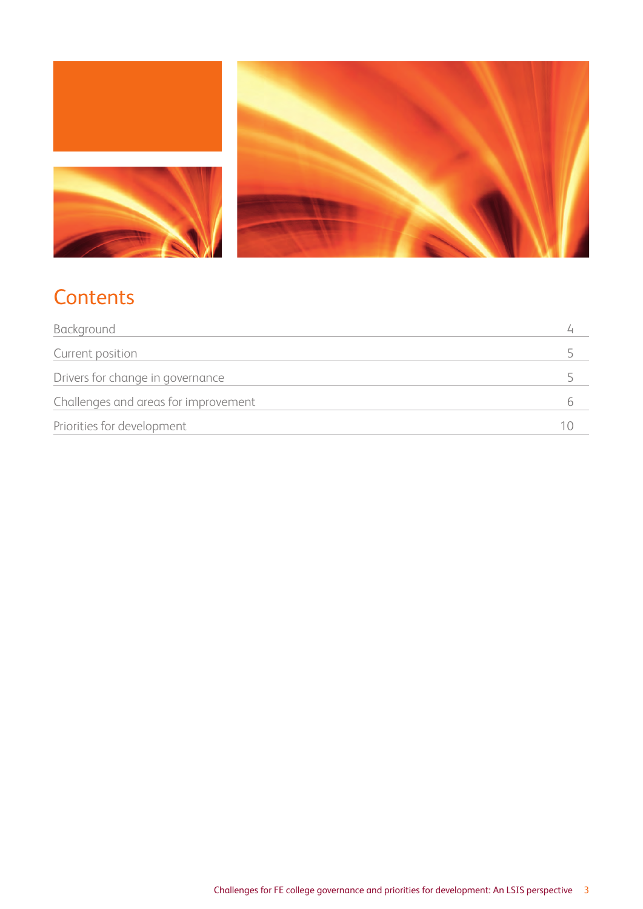# Contents

| | |
|---|---|
| Background | 4 |
| Current position | 5 |
| Drivers for change in governance | 5 |
| Challenges and areas for improvement | 6 |
| Priorities for development | 10 |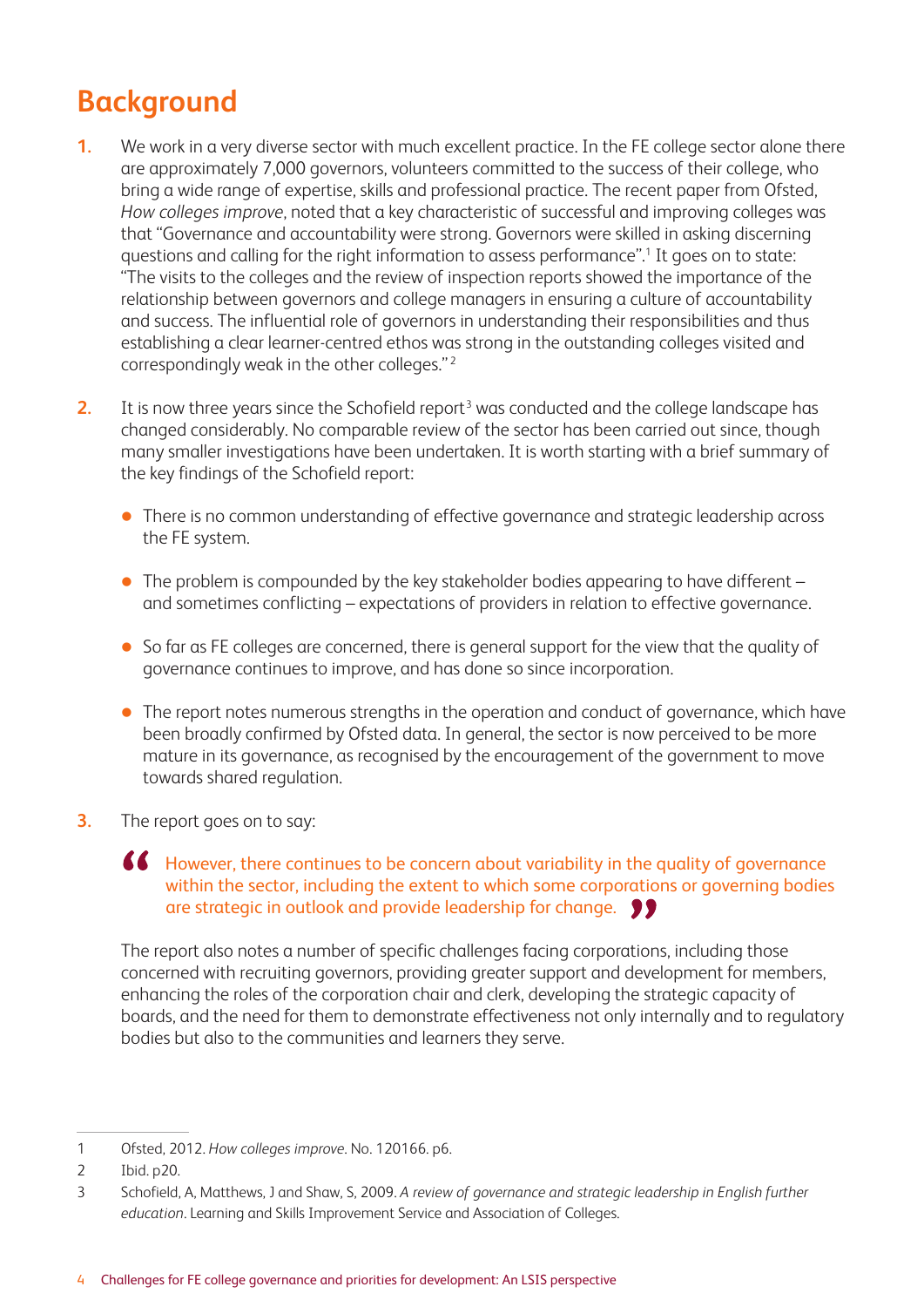## Background

1. We work in a very diverse sector with much excellent practice. In the FE college sector alone there are approximately 7,000 governors, volunteers committed to the success of their college, who bring a wide range of expertise, skills and professional practice. The recent paper from Ofsted, *How colleges improve*, noted that a key characteristic of successful and improving colleges was that "Governance and accountability were strong. Governors were skilled in asking discerning questions and calling for the right information to assess performance".[1] It goes on to state: "The visits to the colleges and the review of inspection reports showed the importance of the relationship between governors and college managers in ensuring a culture of accountability and success. The influential role of governors in understanding their responsibilities and thus establishing a clear learner-centred ethos was strong in the outstanding colleges visited and correspondingly weak in the other colleges."[2]

2. It is now three years since the Schofield report[3] was conducted and the college landscape has changed considerably. No comparable review of the sector has been carried out since, though many smaller investigations have been undertaken. It is worth starting with a brief summary of the key findings of the Schofield report:

   - There is no common understanding of effective governance and strategic leadership across the FE system.
   - The problem is compounded by the key stakeholder bodies appearing to have different – and sometimes conflicting – expectations of providers in relation to effective governance.
   - So far as FE colleges are concerned, there is general support for the view that the quality of governance continues to improve, and has done so since incorporation.
   - The report notes numerous strengths in the operation and conduct of governance, which have been broadly confirmed by Ofsted data. In general, the sector is now perceived to be more mature in its governance, as recognised by the encouragement of the government to move towards shared regulation.

3. The report goes on to say:

   > However, there continues to be concern about variability in the quality of governance within the sector, including the extent to which some corporations or governing bodies are strategic in outlook and provide leadership for change.

   The report also notes a number of specific challenges facing corporations, including those concerned with recruiting governors, providing greater support and development for members, enhancing the roles of the corporation chair and clerk, developing the strategic capacity of boards, and the need for them to demonstrate effectiveness not only internally and to regulatory bodies but also to the communities and learners they serve.

---

1 Ofsted, 2012. *How colleges improve*. No. 120166. p6.

2 Ibid. p20.

3 Schofield, A, Matthews, J and Shaw, S, 2009. *A review of governance and strategic leadership in English further education*. Learning and Skills Improvement Service and Association of Colleges.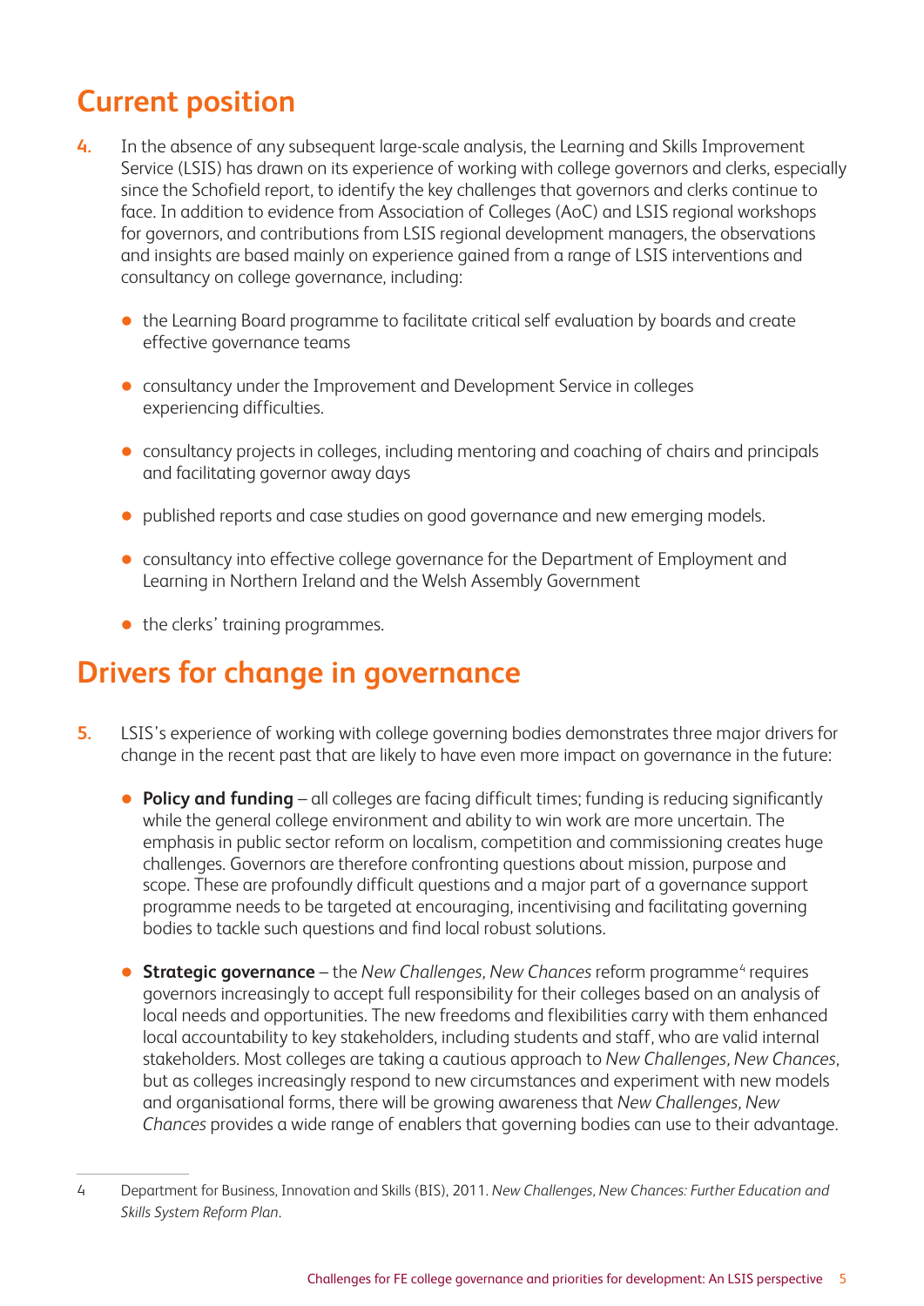## Current position

**4.** In the absence of any subsequent large-scale analysis, the Learning and Skills Improvement Service (LSIS) has drawn on its experience of working with college governors and clerks, especially since the Schofield report, to identify the key challenges that governors and clerks continue to face. In addition to evidence from Association of Colleges (AoC) and LSIS regional workshops for governors, and contributions from LSIS regional development managers, the observations and insights are based mainly on experience gained from a range of LSIS interventions and consultancy on college governance, including:

- the Learning Board programme to facilitate critical self evaluation by boards and create effective governance teams
- consultancy under the Improvement and Development Service in colleges experiencing difficulties.
- consultancy projects in colleges, including mentoring and coaching of chairs and principals and facilitating governor away days
- published reports and case studies on good governance and new emerging models.
- consultancy into effective college governance for the Department of Employment and Learning in Northern Ireland and the Welsh Assembly Government
- the clerks' training programmes.

## Drivers for change in governance

**5.** LSIS's experience of working with college governing bodies demonstrates three major drivers for change in the recent past that are likely to have even more impact on governance in the future:

- **Policy and funding** – all colleges are facing difficult times; funding is reducing significantly while the general college environment and ability to win work are more uncertain. The emphasis in public sector reform on localism, competition and commissioning creates huge challenges. Governors are therefore confronting questions about mission, purpose and scope. These are profoundly difficult questions and a major part of a governance support programme needs to be targeted at encouraging, incentivising and facilitating governing bodies to tackle such questions and find local robust solutions.
- **Strategic governance** – the *New Challenges, New Chances* reform programme[4] requires governors increasingly to accept full responsibility for their colleges based on an analysis of local needs and opportunities. The new freedoms and flexibilities carry with them enhanced local accountability to key stakeholders, including students and staff, who are valid internal stakeholders. Most colleges are taking a cautious approach to *New Challenges, New Chances*, but as colleges increasingly respond to new circumstances and experiment with new models and organisational forms, there will be growing awareness that *New Challenges, New Chances* provides a wide range of enablers that governing bodies can use to their advantage.

4 Department for Business, Innovation and Skills (BIS), 2011. *New Challenges, New Chances: Further Education and Skills System Reform Plan*.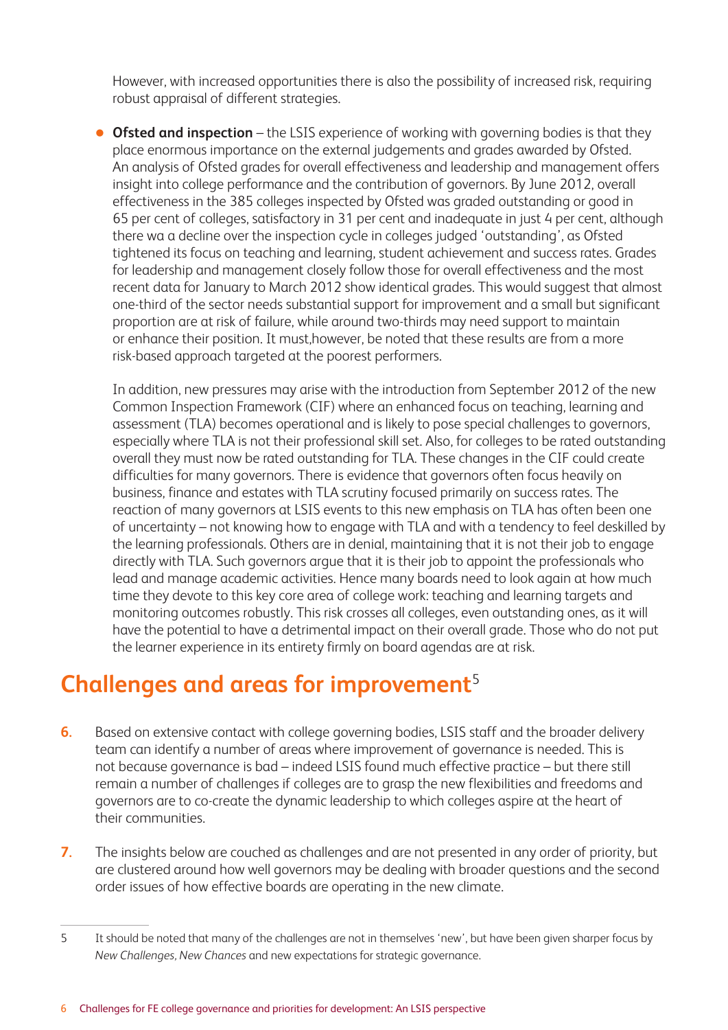However, with increased opportunities there is also the possibility of increased risk, requiring robust appraisal of different strategies.

- **Ofsted and inspection** – the LSIS experience of working with governing bodies is that they place enormous importance on the external judgements and grades awarded by Ofsted. An analysis of Ofsted grades for overall effectiveness and leadership and management offers insight into college performance and the contribution of governors. By June 2012, overall effectiveness in the 385 colleges inspected by Ofsted was graded outstanding or good in 65 per cent of colleges, satisfactory in 31 per cent and inadequate in just 4 per cent, although there wa a decline over the inspection cycle in colleges judged 'outstanding', as Ofsted tightened its focus on teaching and learning, student achievement and success rates. Grades for leadership and management closely follow those for overall effectiveness and the most recent data for January to March 2012 show identical grades. This would suggest that almost one-third of the sector needs substantial support for improvement and a small but significant proportion are at risk of failure, while around two-thirds may need support to maintain or enhance their position. It must,however, be noted that these results are from a more risk-based approach targeted at the poorest performers.

  In addition, new pressures may arise with the introduction from September 2012 of the new Common Inspection Framework (CIF) where an enhanced focus on teaching, learning and assessment (TLA) becomes operational and is likely to pose special challenges to governors, especially where TLA is not their professional skill set. Also, for colleges to be rated outstanding overall they must now be rated outstanding for TLA. These changes in the CIF could create difficulties for many governors. There is evidence that governors often focus heavily on business, finance and estates with TLA scrutiny focused primarily on success rates. The reaction of many governors at LSIS events to this new emphasis on TLA has often been one of uncertainty – not knowing how to engage with TLA and with a tendency to feel deskilled by the learning professionals. Others are in denial, maintaining that it is not their job to engage directly with TLA. Such governors argue that it is their job to appoint the professionals who lead and manage academic activities. Hence many boards need to look again at how much time they devote to this key core area of college work: teaching and learning targets and monitoring outcomes robustly. This risk crosses all colleges, even outstanding ones, as it will have the potential to have a detrimental impact on their overall grade. Those who do not put the learner experience in its entirety firmly on board agendas are at risk.

## Challenges and areas for improvement[5]

**6.** Based on extensive contact with college governing bodies, LSIS staff and the broader delivery team can identify a number of areas where improvement of governance is needed. This is not because governance is bad – indeed LSIS found much effective practice – but there still remain a number of challenges if colleges are to grasp the new flexibilities and freedoms and governors are to co-create the dynamic leadership to which colleges aspire at the heart of their communities.

**7.** The insights below are couched as challenges and are not presented in any order of priority, but are clustered around how well governors may be dealing with broader questions and the second order issues of how effective boards are operating in the new climate.

---

5 It should be noted that many of the challenges are not in themselves 'new', but have been given sharper focus by *New Challenges, New Chances* and new expectations for strategic governance.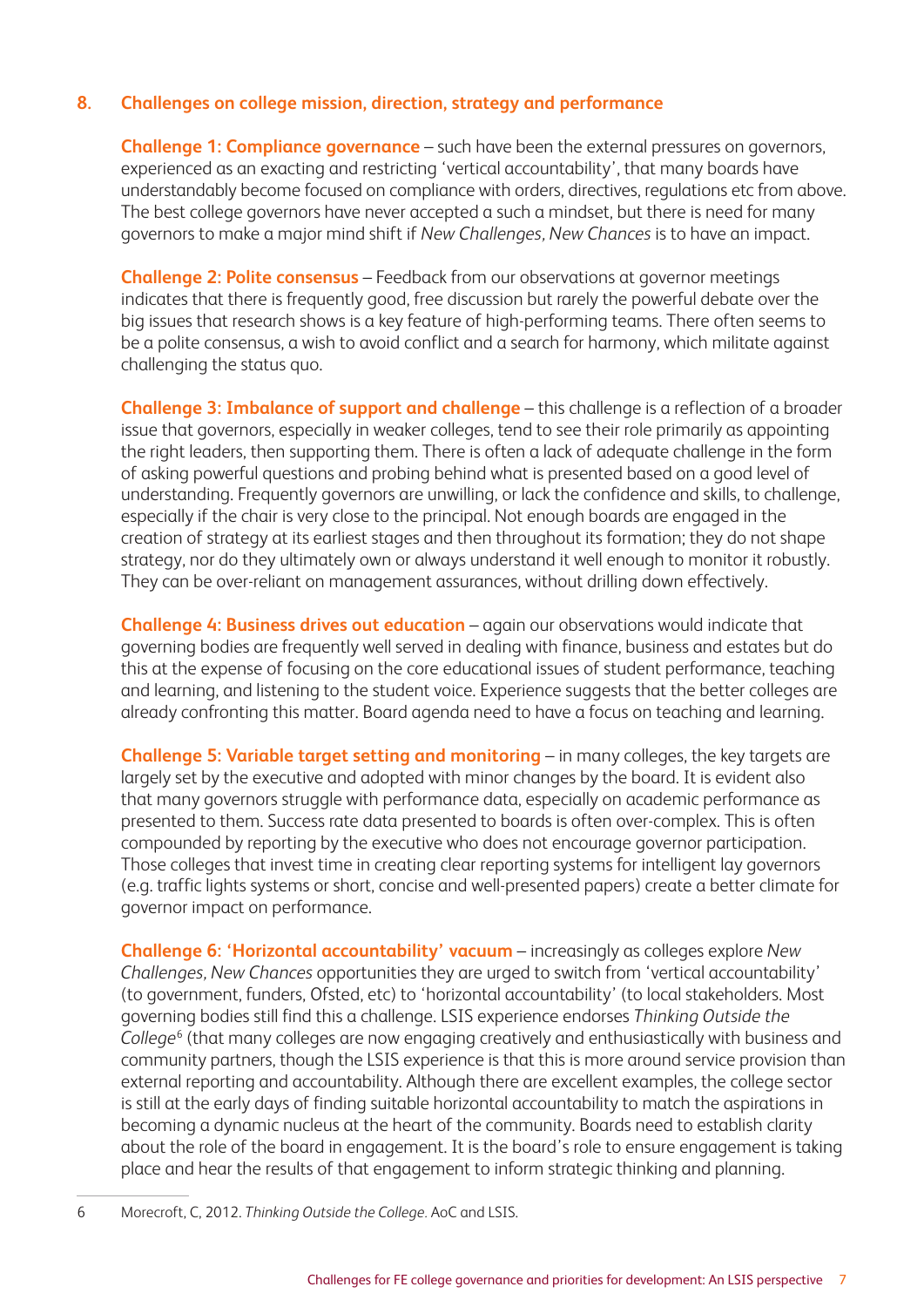## 8. Challenges on college mission, direction, strategy and performance

**Challenge 1: Compliance governance** – such have been the external pressures on governors, experienced as an exacting and restricting 'vertical accountability', that many boards have understandably become focused on compliance with orders, directives, regulations etc from above. The best college governors have never accepted a such a mindset, but there is need for many governors to make a major mind shift if *New Challenges, New Chances* is to have an impact.

**Challenge 2: Polite consensus** – Feedback from our observations at governor meetings indicates that there is frequently good, free discussion but rarely the powerful debate over the big issues that research shows is a key feature of high-performing teams. There often seems to be a polite consensus, a wish to avoid conflict and a search for harmony, which militate against challenging the status quo.

**Challenge 3: Imbalance of support and challenge** – this challenge is a reflection of a broader issue that governors, especially in weaker colleges, tend to see their role primarily as appointing the right leaders, then supporting them. There is often a lack of adequate challenge in the form of asking powerful questions and probing behind what is presented based on a good level of understanding. Frequently governors are unwilling, or lack the confidence and skills, to challenge, especially if the chair is very close to the principal. Not enough boards are engaged in the creation of strategy at its earliest stages and then throughout its formation; they do not shape strategy, nor do they ultimately own or always understand it well enough to monitor it robustly. They can be over-reliant on management assurances, without drilling down effectively.

**Challenge 4: Business drives out education** – again our observations would indicate that governing bodies are frequently well served in dealing with finance, business and estates but do this at the expense of focusing on the core educational issues of student performance, teaching and learning, and listening to the student voice. Experience suggests that the better colleges are already confronting this matter. Board agenda need to have a focus on teaching and learning.

**Challenge 5: Variable target setting and monitoring** – in many colleges, the key targets are largely set by the executive and adopted with minor changes by the board. It is evident also that many governors struggle with performance data, especially on academic performance as presented to them. Success rate data presented to boards is often over-complex. This is often compounded by reporting by the executive who does not encourage governor participation. Those colleges that invest time in creating clear reporting systems for intelligent lay governors (e.g. traffic lights systems or short, concise and well-presented papers) create a better climate for governor impact on performance.

**Challenge 6: 'Horizontal accountability' vacuum** – increasingly as colleges explore *New Challenges, New Chances* opportunities they are urged to switch from 'vertical accountability' (to government, funders, Ofsted, etc) to 'horizontal accountability' (to local stakeholders. Most governing bodies still find this a challenge. LSIS experience endorses *Thinking Outside the College*[6] (that many colleges are now engaging creatively and enthusiastically with business and community partners, though the LSIS experience is that this is more around service provision than external reporting and accountability. Although there are excellent examples, the college sector is still at the early days of finding suitable horizontal accountability to match the aspirations in becoming a dynamic nucleus at the heart of the community. Boards need to establish clarity about the role of the board in engagement. It is the board's role to ensure engagement is taking place and hear the results of that engagement to inform strategic thinking and planning.

---

6 Morecroft, C, 2012. *Thinking Outside the College.* AoC and LSIS.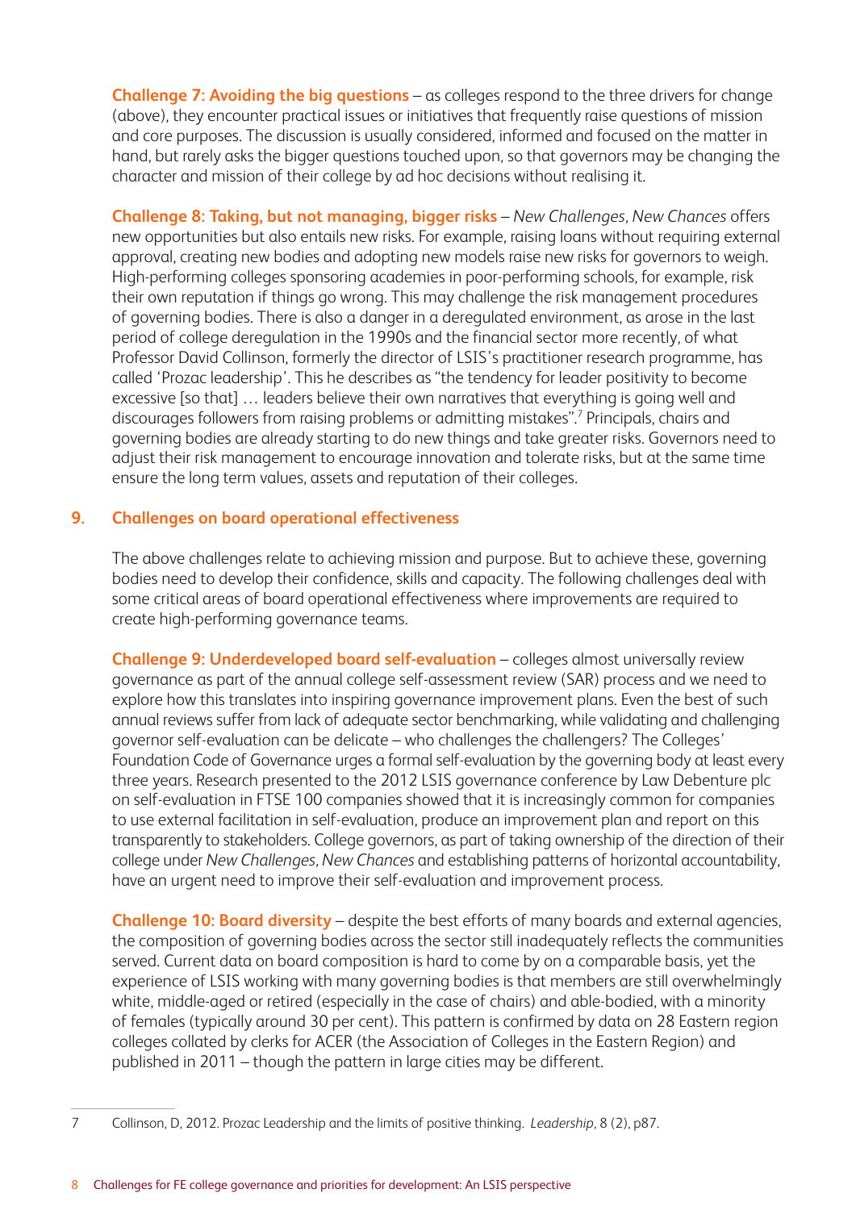**Challenge 7: Avoiding the big questions** – as colleges respond to the three drivers for change (above), they encounter practical issues or initiatives that frequently raise questions of mission and core purposes. The discussion is usually considered, informed and focused on the matter in hand, but rarely asks the bigger questions touched upon, so that governors may be changing the character and mission of their college by ad hoc decisions without realising it.

**Challenge 8: Taking, but not managing, bigger risks** – *New Challenges, New Chances* offers new opportunities but also entails new risks. For example, raising loans without requiring external approval, creating new bodies and adopting new models raise new risks for governors to weigh. High-performing colleges sponsoring academies in poor-performing schools, for example, risk their own reputation if things go wrong. This may challenge the risk management procedures of governing bodies. There is also a danger in a deregulated environment, as arose in the last period of college deregulation in the 1990s and the financial sector more recently, of what Professor David Collinson, formerly the director of LSIS's practitioner research programme, has called 'Prozac leadership'. This he describes as "the tendency for leader positivity to become excessive [so that] … leaders believe their own narratives that everything is going well and discourages followers from raising problems or admitting mistakes".[7] Principals, chairs and governing bodies are already starting to do new things and take greater risks. Governors need to adjust their risk management to encourage innovation and tolerate risks, but at the same time ensure the long term values, assets and reputation of their colleges.

## 9. Challenges on board operational effectiveness

The above challenges relate to achieving mission and purpose. But to achieve these, governing bodies need to develop their confidence, skills and capacity. The following challenges deal with some critical areas of board operational effectiveness where improvements are required to create high-performing governance teams.

**Challenge 9: Underdeveloped board self-evaluation** – colleges almost universally review governance as part of the annual college self-assessment review (SAR) process and we need to explore how this translates into inspiring governance improvement plans. Even the best of such annual reviews suffer from lack of adequate sector benchmarking, while validating and challenging governor self-evaluation can be delicate – who challenges the challengers? The Colleges' Foundation Code of Governance urges a formal self-evaluation by the governing body at least every three years. Research presented to the 2012 LSIS governance conference by Law Debenture plc on self-evaluation in FTSE 100 companies showed that it is increasingly common for companies to use external facilitation in self-evaluation, produce an improvement plan and report on this transparently to stakeholders. College governors, as part of taking ownership of the direction of their college under *New Challenges, New Chances* and establishing patterns of horizontal accountability, have an urgent need to improve their self-evaluation and improvement process.

**Challenge 10: Board diversity** – despite the best efforts of many boards and external agencies, the composition of governing bodies across the sector still inadequately reflects the communities served. Current data on board composition is hard to come by on a comparable basis, yet the experience of LSIS working with many governing bodies is that members are still overwhelmingly white, middle-aged or retired (especially in the case of chairs) and able-bodied, with a minority of females (typically around 30 per cent). This pattern is confirmed by data on 28 Eastern region colleges collated by clerks for ACER (the Association of Colleges in the Eastern Region) and published in 2011 – though the pattern in large cities may be different.

---

7 Collinson, D, 2012. Prozac Leadership and the limits of positive thinking. *Leadership*, 8 (2), p87.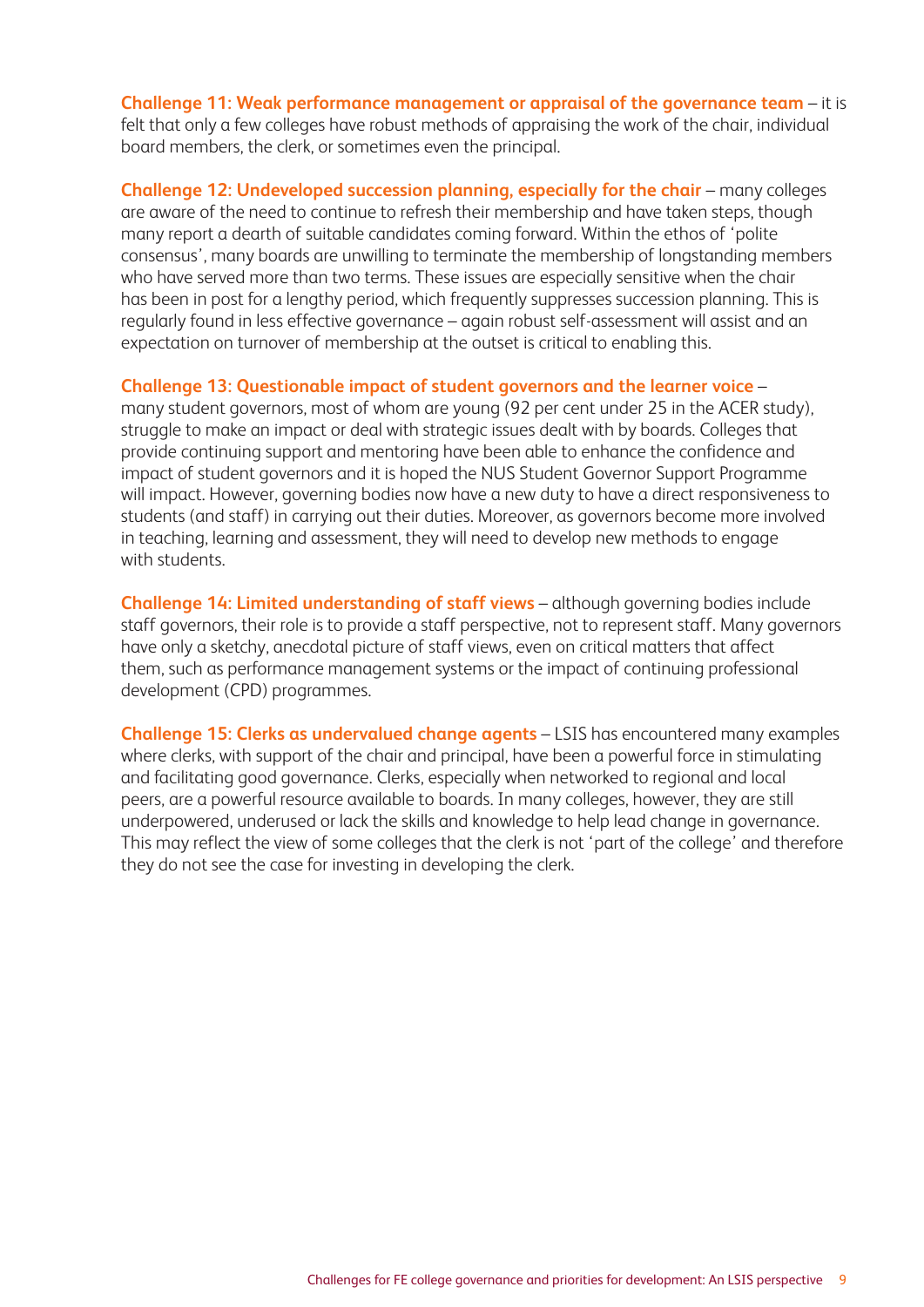**Challenge 11: Weak performance management or appraisal of the governance team** – it is felt that only a few colleges have robust methods of appraising the work of the chair, individual board members, the clerk, or sometimes even the principal.

**Challenge 12: Undeveloped succession planning, especially for the chair** – many colleges are aware of the need to continue to refresh their membership and have taken steps, though many report a dearth of suitable candidates coming forward. Within the ethos of 'polite consensus', many boards are unwilling to terminate the membership of longstanding members who have served more than two terms. These issues are especially sensitive when the chair has been in post for a lengthy period, which frequently suppresses succession planning. This is regularly found in less effective governance – again robust self-assessment will assist and an expectation on turnover of membership at the outset is critical to enabling this.

**Challenge 13: Questionable impact of student governors and the learner voice** – many student governors, most of whom are young (92 per cent under 25 in the ACER study), struggle to make an impact or deal with strategic issues dealt with by boards. Colleges that provide continuing support and mentoring have been able to enhance the confidence and impact of student governors and it is hoped the NUS Student Governor Support Programme will impact. However, governing bodies now have a new duty to have a direct responsiveness to students (and staff) in carrying out their duties. Moreover, as governors become more involved in teaching, learning and assessment, they will need to develop new methods to engage with students.

**Challenge 14: Limited understanding of staff views** – although governing bodies include staff governors, their role is to provide a staff perspective, not to represent staff. Many governors have only a sketchy, anecdotal picture of staff views, even on critical matters that affect them, such as performance management systems or the impact of continuing professional development (CPD) programmes.

**Challenge 15: Clerks as undervalued change agents** – LSIS has encountered many examples where clerks, with support of the chair and principal, have been a powerful force in stimulating and facilitating good governance. Clerks, especially when networked to regional and local peers, are a powerful resource available to boards. In many colleges, however, they are still underpowered, underused or lack the skills and knowledge to help lead change in governance. This may reflect the view of some colleges that the clerk is not 'part of the college' and therefore they do not see the case for investing in developing the clerk.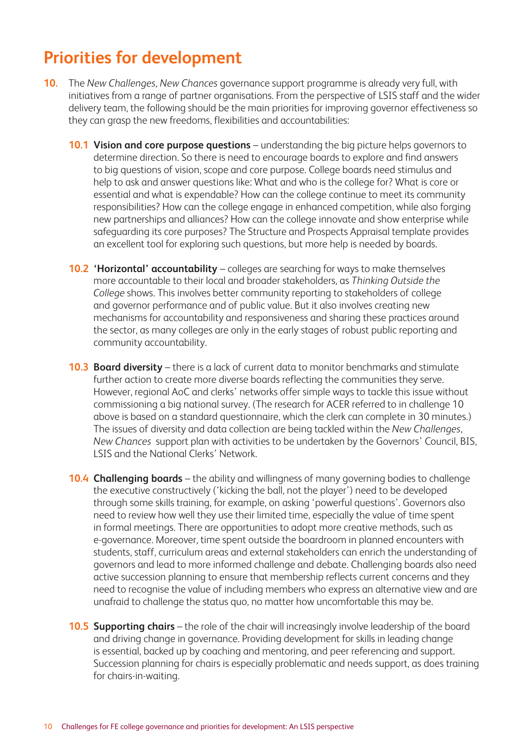## Priorities for development

**10.** The *New Challenges, New Chances* governance support programme is already very full, with initiatives from a range of partner organisations. From the perspective of LSIS staff and the wider delivery team, the following should be the main priorities for improving governor effectiveness so they can grasp the new freedoms, flexibilities and accountabilities:

**10.1 Vision and core purpose questions** – understanding the big picture helps governors to determine direction. So there is need to encourage boards to explore and find answers to big questions of vision, scope and core purpose. College boards need stimulus and help to ask and answer questions like: What and who is the college for? What is core or essential and what is expendable? How can the college continue to meet its community responsibilities? How can the college engage in enhanced competition, while also forging new partnerships and alliances? How can the college innovate and show enterprise while safeguarding its core purposes? The Structure and Prospects Appraisal template provides an excellent tool for exploring such questions, but more help is needed by boards.

**10.2 'Horizontal' accountability** – colleges are searching for ways to make themselves more accountable to their local and broader stakeholders, as *Thinking Outside the College* shows. This involves better community reporting to stakeholders of college and governor performance and of public value. But it also involves creating new mechanisms for accountability and responsiveness and sharing these practices around the sector, as many colleges are only in the early stages of robust public reporting and community accountability.

**10.3 Board diversity** – there is a lack of current data to monitor benchmarks and stimulate further action to create more diverse boards reflecting the communities they serve. However, regional AoC and clerks' networks offer simple ways to tackle this issue without commissioning a big national survey. (The research for ACER referred to in challenge 10 above is based on a standard questionnaire, which the clerk can complete in 30 minutes.) The issues of diversity and data collection are being tackled within the *New Challenges, New Chances* support plan with activities to be undertaken by the Governors' Council, BIS, LSIS and the National Clerks' Network.

**10.4 Challenging boards** – the ability and willingness of many governing bodies to challenge the executive constructively ('kicking the ball, not the player') need to be developed through some skills training, for example, on asking 'powerful questions'. Governors also need to review how well they use their limited time, especially the value of time spent in formal meetings. There are opportunities to adopt more creative methods, such as e-governance. Moreover, time spent outside the boardroom in planned encounters with students, staff, curriculum areas and external stakeholders can enrich the understanding of governors and lead to more informed challenge and debate. Challenging boards also need active succession planning to ensure that membership reflects current concerns and they need to recognise the value of including members who express an alternative view and are unafraid to challenge the status quo, no matter how uncomfortable this may be.

**10.5 Supporting chairs** – the role of the chair will increasingly involve leadership of the board and driving change in governance. Providing development for skills in leading change is essential, backed up by coaching and mentoring, and peer referencing and support. Succession planning for chairs is especially problematic and needs support, as does training for chairs-in-waiting.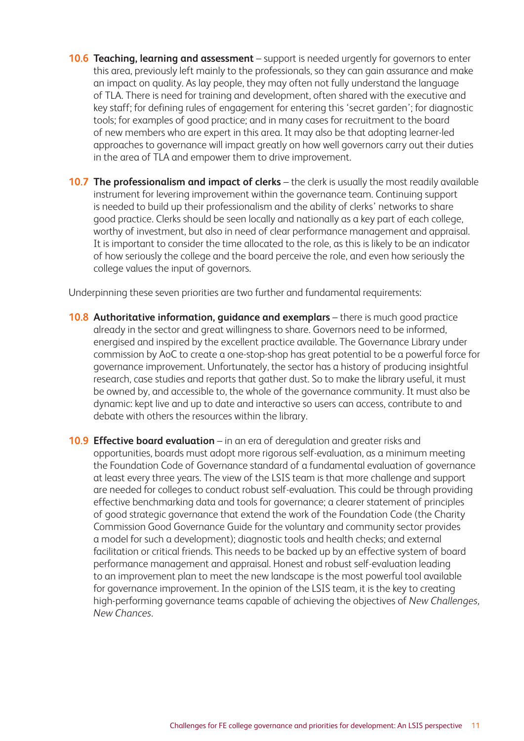**10.6 Teaching, learning and assessment** – support is needed urgently for governors to enter this area, previously left mainly to the professionals, so they can gain assurance and make an impact on quality. As lay people, they may often not fully understand the language of TLA. There is need for training and development, often shared with the executive and key staff; for defining rules of engagement for entering this 'secret garden'; for diagnostic tools; for examples of good practice; and in many cases for recruitment to the board of new members who are expert in this area. It may also be that adopting learner-led approaches to governance will impact greatly on how well governors carry out their duties in the area of TLA and empower them to drive improvement.

**10.7 The professionalism and impact of clerks** – the clerk is usually the most readily available instrument for levering improvement within the governance team. Continuing support is needed to build up their professionalism and the ability of clerks' networks to share good practice. Clerks should be seen locally and nationally as a key part of each college, worthy of investment, but also in need of clear performance management and appraisal. It is important to consider the time allocated to the role, as this is likely to be an indicator of how seriously the college and the board perceive the role, and even how seriously the college values the input of governors.

Underpinning these seven priorities are two further and fundamental requirements:

**10.8 Authoritative information, guidance and exemplars** – there is much good practice already in the sector and great willingness to share. Governors need to be informed, energised and inspired by the excellent practice available. The Governance Library under commission by AoC to create a one-stop-shop has great potential to be a powerful force for governance improvement. Unfortunately, the sector has a history of producing insightful research, case studies and reports that gather dust. So to make the library useful, it must be owned by, and accessible to, the whole of the governance community. It must also be dynamic: kept live and up to date and interactive so users can access, contribute to and debate with others the resources within the library.

**10.9 Effective board evaluation** – in an era of deregulation and greater risks and opportunities, boards must adopt more rigorous self-evaluation, as a minimum meeting the Foundation Code of Governance standard of a fundamental evaluation of governance at least every three years. The view of the LSIS team is that more challenge and support are needed for colleges to conduct robust self-evaluation. This could be through providing effective benchmarking data and tools for governance; a clearer statement of principles of good strategic governance that extend the work of the Foundation Code (the Charity Commission Good Governance Guide for the voluntary and community sector provides a model for such a development); diagnostic tools and health checks; and external facilitation or critical friends. This needs to be backed up by an effective system of board performance management and appraisal. Honest and robust self-evaluation leading to an improvement plan to meet the new landscape is the most powerful tool available for governance improvement. In the opinion of the LSIS team, it is the key to creating high-performing governance teams capable of achieving the objectives of *New Challenges, New Chances*.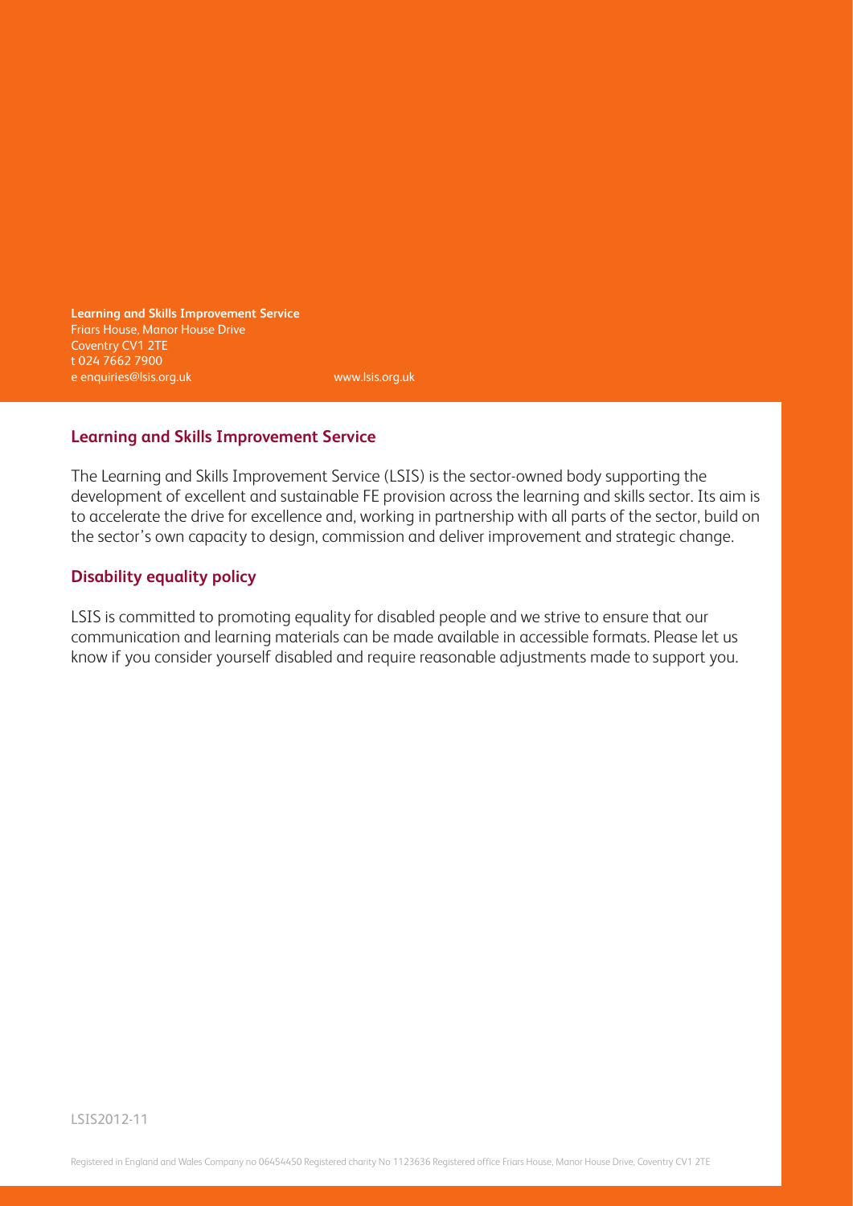**Learning and Skills Improvement Service**
Friars House, Manor House Drive
Coventry CV1 2TE
t 024 7662 7900
e enquiries@lsis.org.uk

www.lsis.org.uk

## Learning and Skills Improvement Service

The Learning and Skills Improvement Service (LSIS) is the sector-owned body supporting the development of excellent and sustainable FE provision across the learning and skills sector. Its aim is to accelerate the drive for excellence and, working in partnership with all parts of the sector, build on the sector's own capacity to design, commission and deliver improvement and strategic change.

## Disability equality policy

LSIS is committed to promoting equality for disabled people and we strive to ensure that our communication and learning materials can be made available in accessible formats. Please let us know if you consider yourself disabled and require reasonable adjustments made to support you.

LSIS2012-11

Registered in England and Wales Company no 06454450 Registered charity No 1123636 Registered office Friars House, Manor House Drive, Coventry CV1 2TE